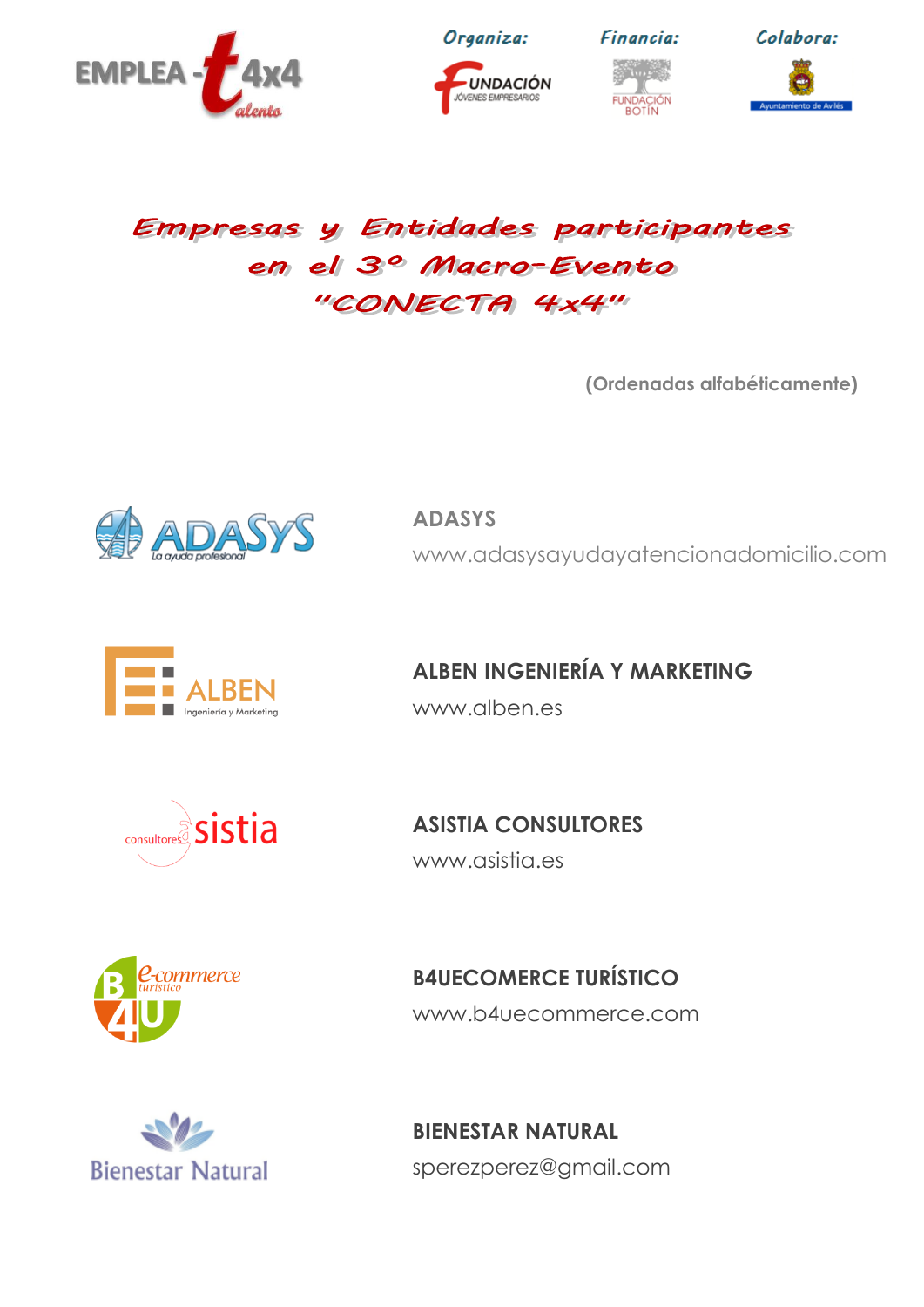Organiza: Financia: Colabora:

# Empresas y Entidades participantes en el 3º Macro-Evento "CONECTA 4x4"

(Ordenadas alfabéticamente)

**ADASYS**
www.adasysayudayatencionadomicilio.com

**ALBEN INGENIERÍA Y MARKETING**
www.alben.es

**ASISTIA CONSULTORES**
www.asistia.es

**B4UECOMERCE TURÍSTICO**
www.b4uecommerce.com

**BIENESTAR NATURAL**
sperezperez@gmail.com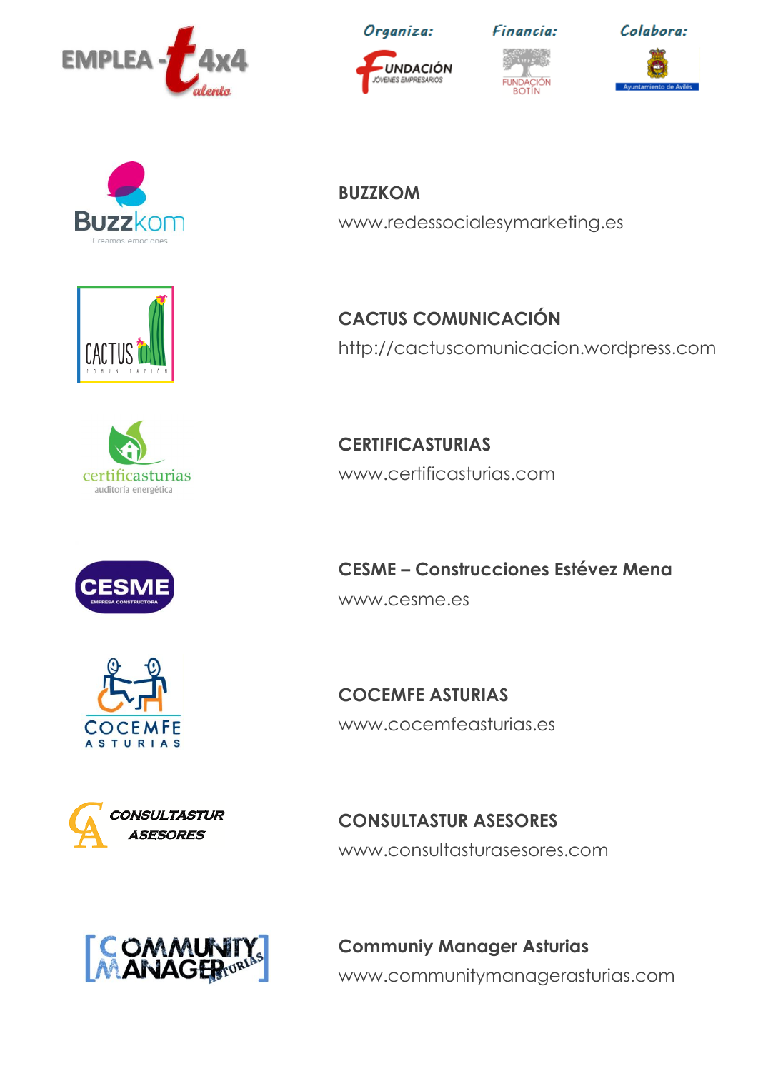EMPLEA - talento 4x4

*Organiza:* Fundación Jóvenes Empresarios

*Financia:* Fundación Botín

*Colabora:* Ayuntamiento de Avilés

**BUZZKOM**

www.redessocialesymarketing.es

**CACTUS COMUNICACIÓN**

http://cactuscomunicacion.wordpress.com

**CERTIFICASTURIAS**

www.certificasturias.com

**CESME – Construcciones Estévez Mena**

www.cesme.es

**COCEMFE ASTURIAS**

www.cocemfeasturias.es

**CONSULTASTUR ASESORES**

www.consultasturasesores.com

**Communiy Manager Asturias**

www.communitymanagerasturias.com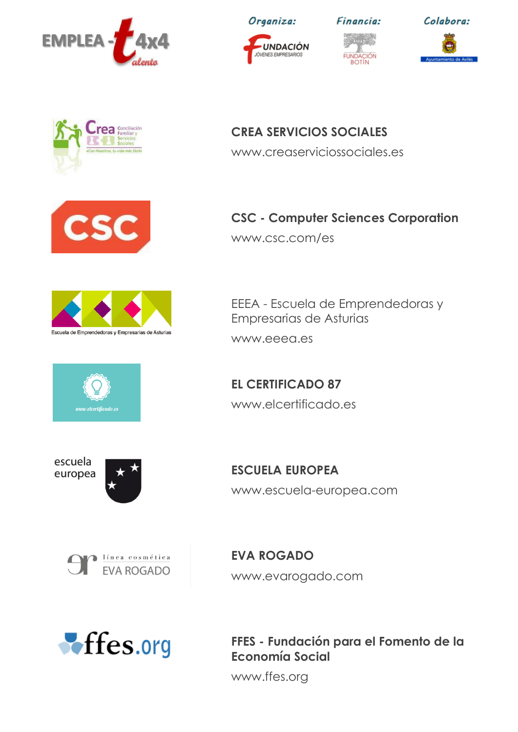**Organiza:** Fundación Jóvenes Empresarios

**Financia:** Fundación Botín

**Colabora:** Ayuntamiento de Avilés

**CREA SERVICIOS SOCIALES**

www.creaserviciossociales.es

**CSC - Computer Sciences Corporation**

www.csc.com/es

EEEA - Escuela de Emprendedoras y Empresarias de Asturias

www.eeea.es

**EL CERTIFICADO 87**

www.elcertificado.es

**ESCUELA EUROPEA**

www.escuela-europea.com

**EVA ROGADO**

www.evarogado.com

**FFES - Fundación para el Fomento de la Economía Social**

www.ffes.org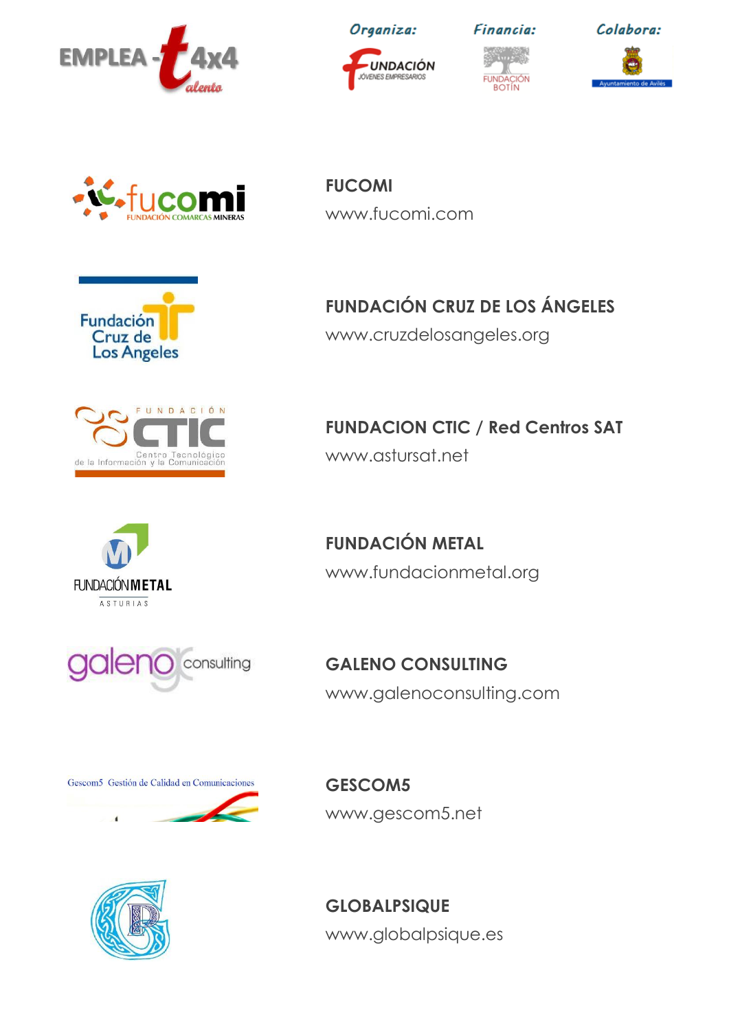EMPLEA - talento 4x4

*Organiza:* Fundación Jóvenes Empresarios

*Financia:* Fundación Botín

*Colabora:* Ayuntamiento de Avilés

**FUCOMI**

www.fucomi.com

**FUNDACIÓN CRUZ DE LOS ÁNGELES**

www.cruzdelosangeles.org

**FUNDACION CTIC / Red Centros SAT**

www.astursat.net

**FUNDACIÓN METAL**

www.fundacionmetal.org

**GALENO CONSULTING**

www.galenoconsulting.com

**GESCOM5**

www.gescom5.net

**GLOBALPSIQUE**

www.globalpsique.es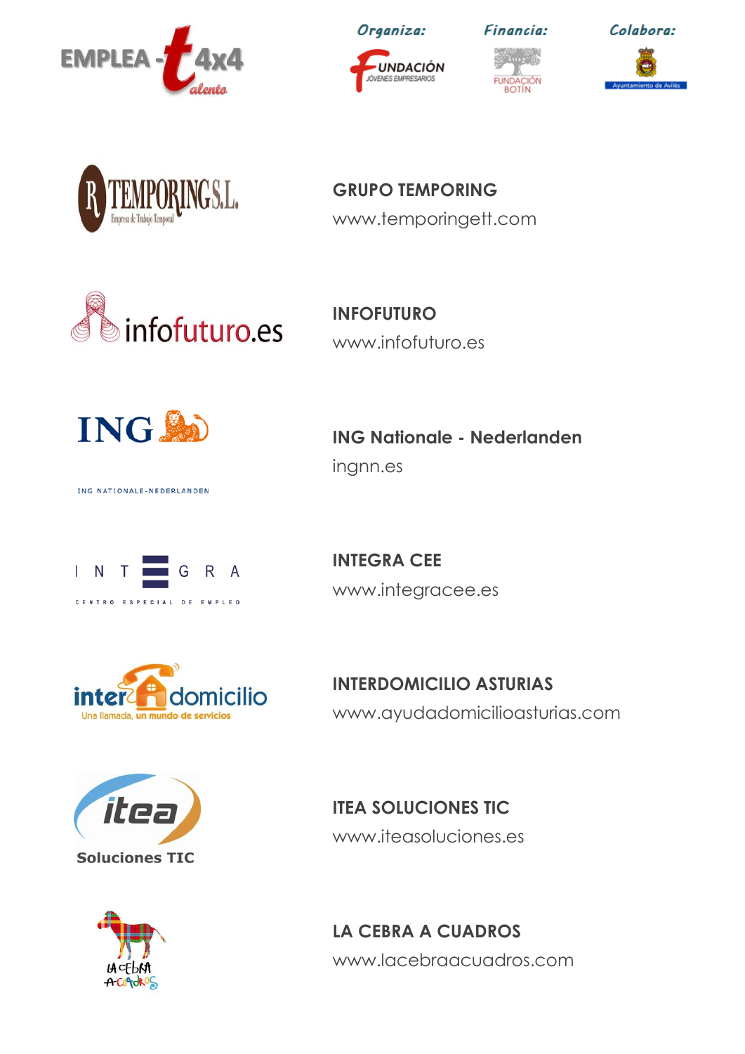Organiza: Financia: Colabora:

**GRUPO TEMPORING**
www.temporingett.com

**INFOFUTURO**
www.infofuturo.es

**ING Nationale - Nederlanden**
ingnn.es

**INTEGRA CEE**
www.integracee.es

**INTERDOMICILIO ASTURIAS**
www.ayudadomicilioasturias.com

**ITEA SOLUCIONES TIC**
www.iteasoluciones.es

**LA CEBRA A CUADROS**
www.lacebraacuadros.com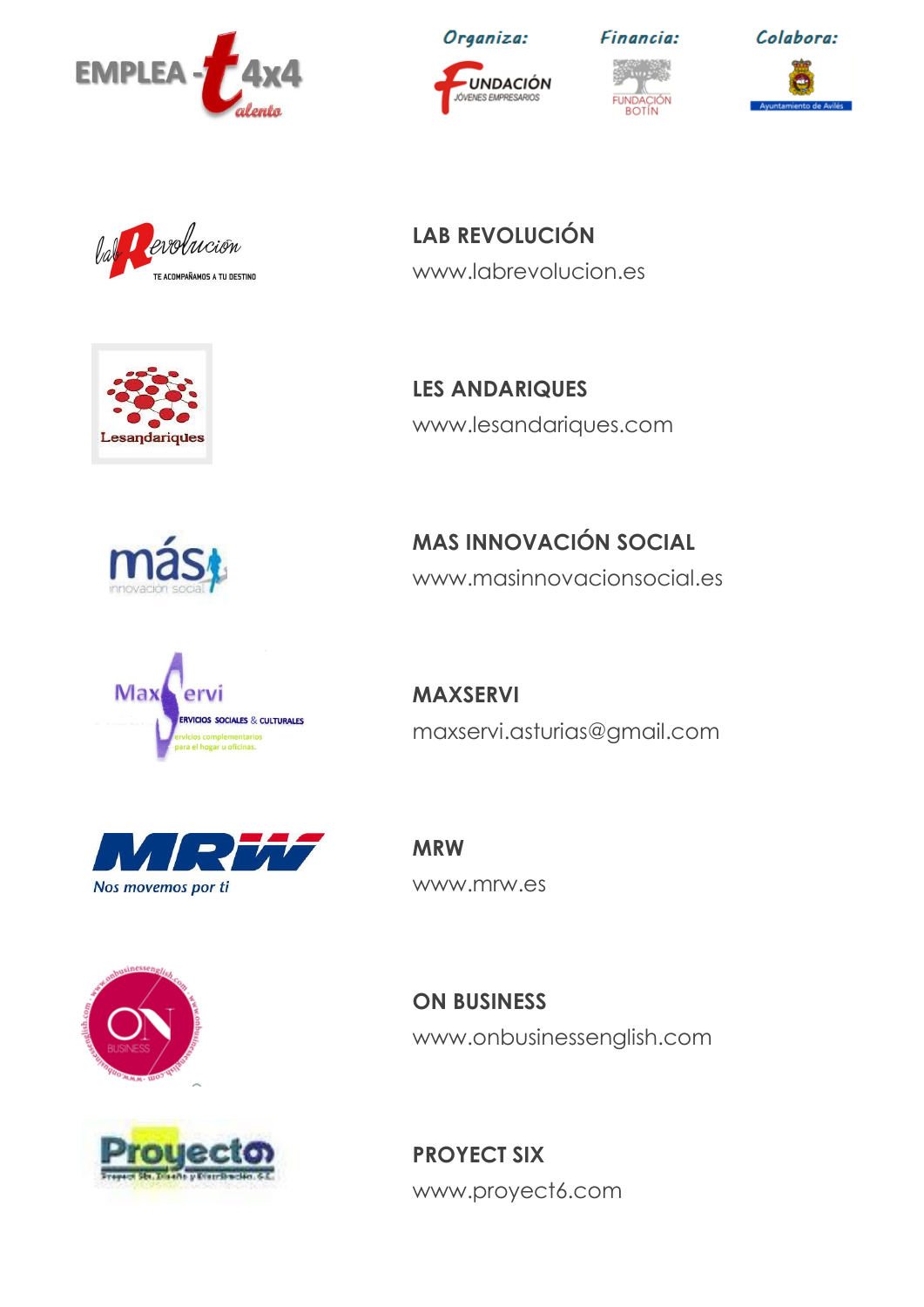Organiza: Financia: Colabora:

**LAB REVOLUCIÓN**
www.labrevolucion.es

**LES ANDARIQUES**
www.lesandariques.com

**MAS INNOVACIÓN SOCIAL**
www.masinnovacionsocial.es

**MAXSERVI**
maxservi.asturias@gmail.com

**MRW**
www.mrw.es

**ON BUSINESS**
www.onbusinessenglish.com

**PROYECT SIX**
www.proyect6.com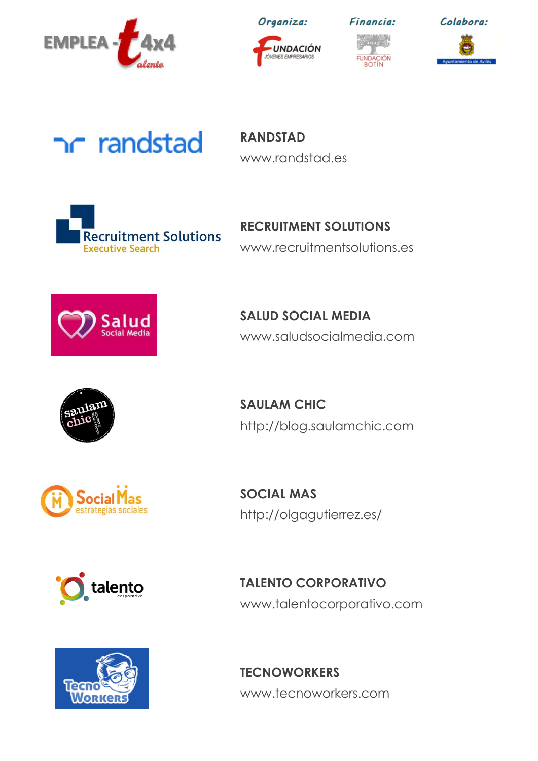Organiza: Fundación Jóvenes Empresarios

Financia: Fundación Botín

Colabora: Ayuntamiento de Avilés

**RANDSTAD**
www.randstad.es

**RECRUITMENT SOLUTIONS**
www.recruitmentsolutions.es

**SALUD SOCIAL MEDIA**
www.saludsocialmedia.com

**SAULAM CHIC**
http://blog.saulamchic.com

**SOCIAL MAS**
http://olgagutierrez.es/

**TALENTO CORPORATIVO**
www.talentocorporativo.com

**TECNOWORKERS**
www.tecnoworkers.com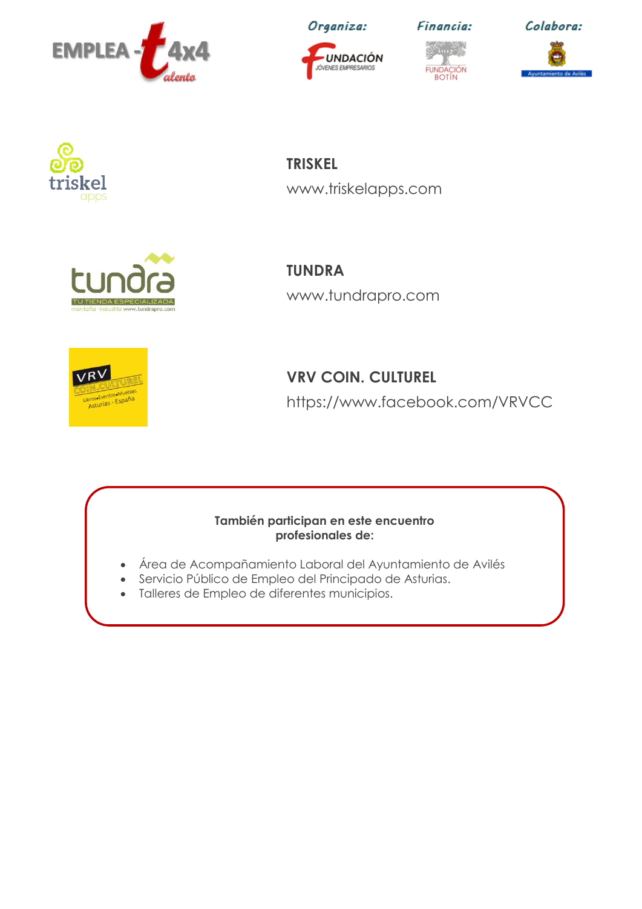**TRISKEL**

www.triskelapps.com

**TUNDRA**

www.tundrapro.com

**VRV COIN. CULTUREL**

https://www.facebook.com/VRVCC

**También participan en este encuentro profesionales de:**

- Área de Acompañamiento Laboral del Ayuntamiento de Avilés
- Servicio Público de Empleo del Principado de Asturias.
- Talleres de Empleo de diferentes municipios.